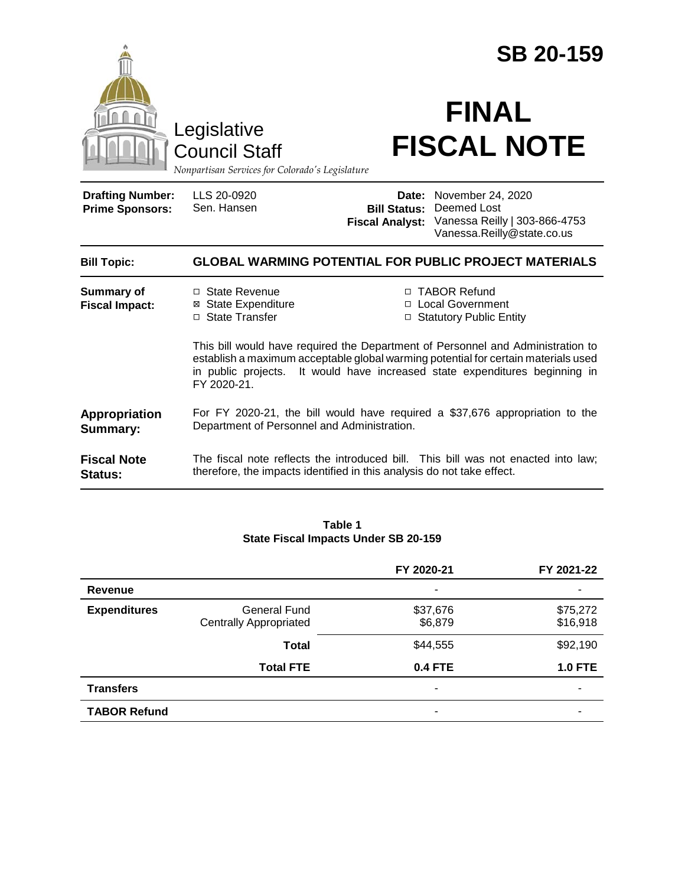# SB 20-159

Legislative Council Staff

*Nonpartisan Services for Colorado's Legislature*

# FINAL FISCAL NOTE

| | | | |
|---|---|---|---|
| **Drafting Number:** | LLS 20-0920 | **Date:** | November 24, 2020 |
| **Prime Sponsors:** | Sen. Hansen | **Bill Status:** | Deemed Lost |
| | | **Fiscal Analyst:** | Vanessa Reilly \| 303-866-4753 Vanessa.Reilly@state.co.us |

**Bill Topic:** **GLOBAL WARMING POTENTIAL FOR PUBLIC PROJECT MATERIALS**

**Summary of Fiscal Impact:**

- ☐ State Revenue
- ☒ State Expenditure
- ☐ State Transfer
- ☐ TABOR Refund
- ☐ Local Government
- ☐ Statutory Public Entity

This bill would have required the Department of Personnel and Administration to establish a maximum acceptable global warming potential for certain materials used in public projects. It would have increased state expenditures beginning in FY 2020-21.

**Appropriation Summary:** For FY 2020-21, the bill would have required a $37,676 appropriation to the Department of Personnel and Administration.

**Fiscal Note Status:** The fiscal note reflects the introduced bill. This bill was not enacted into law; therefore, the impacts identified in this analysis do not take effect.

**Table 1**
**State Fiscal Impacts Under SB 20-159**

| | | FY 2020-21 | FY 2021-22 |
|---|---|---|---|
| **Revenue** | | - | - |
| **Expenditures** | General Fund | $37,676 | $75,272 |
| | Centrally Appropriated | $6,879 | $16,918 |
| | **Total** | $44,555 | $92,190 |
| | **Total FTE** | **0.4 FTE** | **1.0 FTE** |
| **Transfers** | | - | - |
| **TABOR Refund** | | - | - |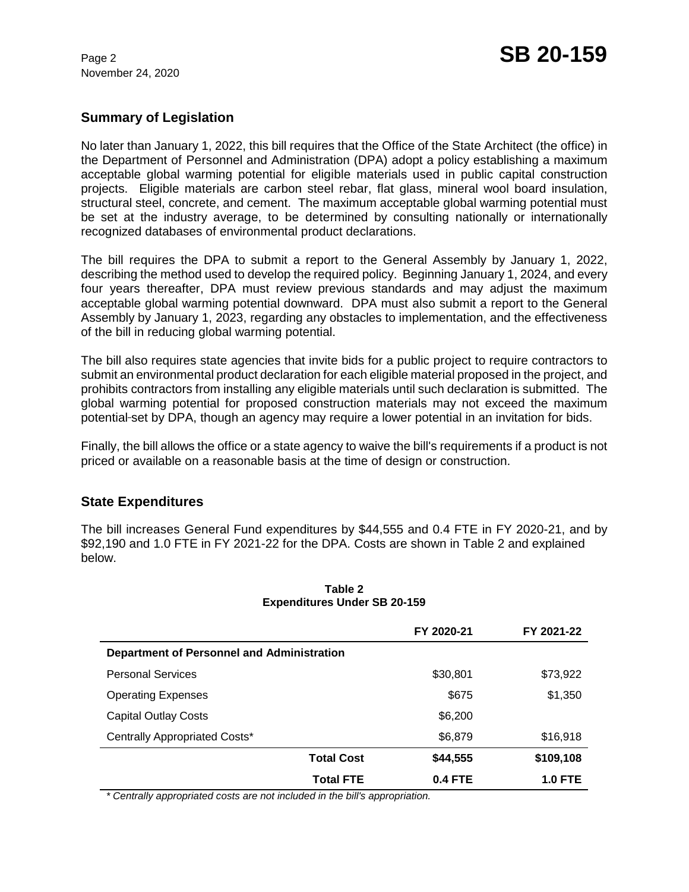## Summary of Legislation

No later than January 1, 2022, this bill requires that the Office of the State Architect (the office) in the Department of Personnel and Administration (DPA) adopt a policy establishing a maximum acceptable global warming potential for eligible materials used in public capital construction projects. Eligible materials are carbon steel rebar, flat glass, mineral wool board insulation, structural steel, concrete, and cement. The maximum acceptable global warming potential must be set at the industry average, to be determined by consulting nationally or internationally recognized databases of environmental product declarations.

The bill requires the DPA to submit a report to the General Assembly by January 1, 2022, describing the method used to develop the required policy. Beginning January 1, 2024, and every four years thereafter, DPA must review previous standards and may adjust the maximum acceptable global warming potential downward. DPA must also submit a report to the General Assembly by January 1, 2023, regarding any obstacles to implementation, and the effectiveness of the bill in reducing global warming potential.

The bill also requires state agencies that invite bids for a public project to require contractors to submit an environmental product declaration for each eligible material proposed in the project, and prohibits contractors from installing any eligible materials until such declaration is submitted. The global warming potential for proposed construction materials may not exceed the maximum potential set by DPA, though an agency may require a lower potential in an invitation for bids.

Finally, the bill allows the office or a state agency to waive the bill's requirements if a product is not priced or available on a reasonable basis at the time of design or construction.

## State Expenditures

The bill increases General Fund expenditures by $44,555 and 0.4 FTE in FY 2020-21, and by $92,190 and 1.0 FTE in FY 2021-22 for the DPA. Costs are shown in Table 2 and explained below.

**Table 2**
**Expenditures Under SB 20-159**

| | FY 2020-21 | FY 2021-22 |
|---|---|---|
| **Department of Personnel and Administration** | | |
| Personal Services | $30,801 | $73,922 |
| Operating Expenses | $675 | $1,350 |
| Capital Outlay Costs | $6,200 | |
| Centrally Appropriated Costs* | $6,879 | $16,918 |
| **Total Cost** | **$44,555** | **$109,108** |
| **Total FTE** | **0.4 FTE** | **1.0 FTE** |

*\* Centrally appropriated costs are not included in the bill's appropriation.*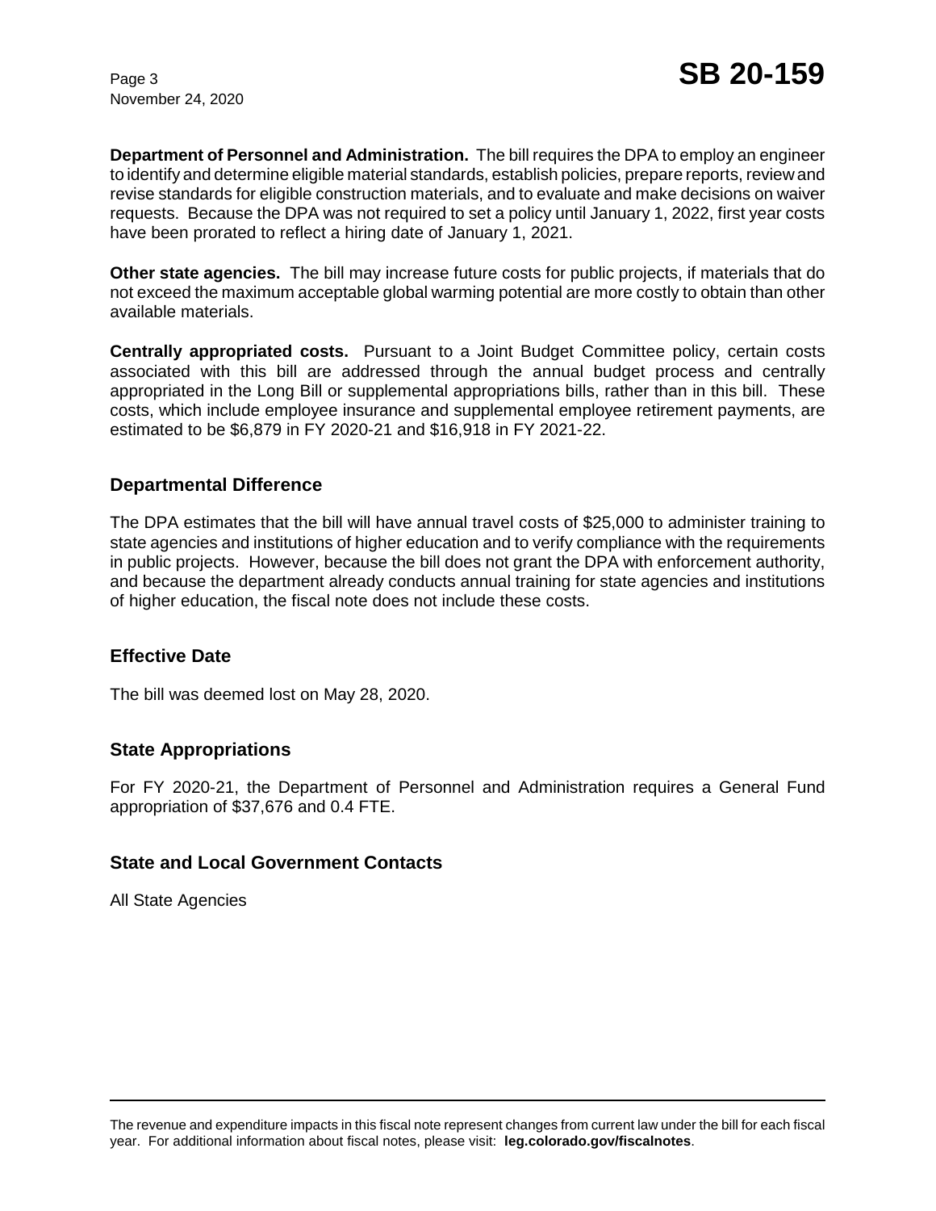**Department of Personnel and Administration.** The bill requires the DPA to employ an engineer to identify and determine eligible material standards, establish policies, prepare reports, review and revise standards for eligible construction materials, and to evaluate and make decisions on waiver requests. Because the DPA was not required to set a policy until January 1, 2022, first year costs have been prorated to reflect a hiring date of January 1, 2021.

**Other state agencies.** The bill may increase future costs for public projects, if materials that do not exceed the maximum acceptable global warming potential are more costly to obtain than other available materials.

**Centrally appropriated costs.** Pursuant to a Joint Budget Committee policy, certain costs associated with this bill are addressed through the annual budget process and centrally appropriated in the Long Bill or supplemental appropriations bills, rather than in this bill. These costs, which include employee insurance and supplemental employee retirement payments, are estimated to be $6,879 in FY 2020-21 and $16,918 in FY 2021-22.

## Departmental Difference

The DPA estimates that the bill will have annual travel costs of $25,000 to administer training to state agencies and institutions of higher education and to verify compliance with the requirements in public projects. However, because the bill does not grant the DPA with enforcement authority, and because the department already conducts annual training for state agencies and institutions of higher education, the fiscal note does not include these costs.

## Effective Date

The bill was deemed lost on May 28, 2020.

## State Appropriations

For FY 2020-21, the Department of Personnel and Administration requires a General Fund appropriation of $37,676 and 0.4 FTE.

## State and Local Government Contacts

All State Agencies

The revenue and expenditure impacts in this fiscal note represent changes from current law under the bill for each fiscal year. For additional information about fiscal notes, please visit: **leg.colorado.gov/fiscalnotes**.